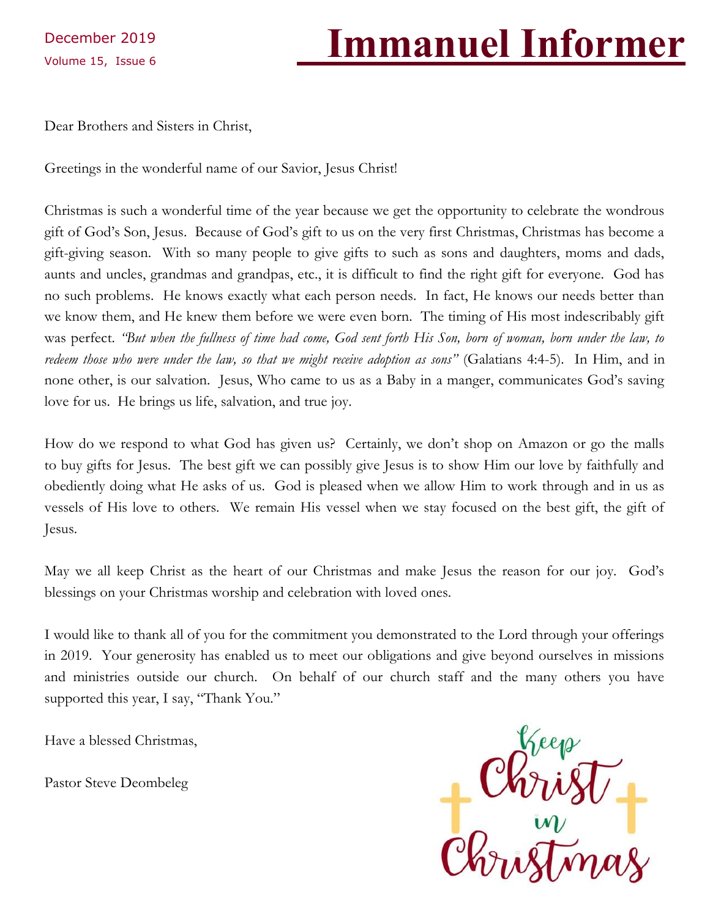December 2019
Volume 15, Issue 6

# Immanuel Informer

Dear Brothers and Sisters in Christ,

Greetings in the wonderful name of our Savior, Jesus Christ!

Christmas is such a wonderful time of the year because we get the opportunity to celebrate the wondrous gift of God's Son, Jesus. Because of God's gift to us on the very first Christmas, Christmas has become a gift-giving season. With so many people to give gifts to such as sons and daughters, moms and dads, aunts and uncles, grandmas and grandpas, etc., it is difficult to find the right gift for everyone. God has no such problems. He knows exactly what each person needs. In fact, He knows our needs better than we know them, and He knew them before we were even born. The timing of His most indescribably gift was perfect. *"But when the fullness of time had come, God sent forth His Son, born of woman, born under the law, to redeem those who were under the law, so that we might receive adoption as sons"* (Galatians 4:4-5). In Him, and in none other, is our salvation. Jesus, Who came to us as a Baby in a manger, communicates God's saving love for us. He brings us life, salvation, and true joy.

How do we respond to what God has given us? Certainly, we don't shop on Amazon or go the malls to buy gifts for Jesus. The best gift we can possibly give Jesus is to show Him our love by faithfully and obediently doing what He asks of us. God is pleased when we allow Him to work through and in us as vessels of His love to others. We remain His vessel when we stay focused on the best gift, the gift of Jesus.

May we all keep Christ as the heart of our Christmas and make Jesus the reason for our joy. God's blessings on your Christmas worship and celebration with loved ones.

I would like to thank all of you for the commitment you demonstrated to the Lord through your offerings in 2019. Your generosity has enabled us to meet our obligations and give beyond ourselves in missions and ministries outside our church. On behalf of our church staff and the many others you have supported this year, I say, "Thank You."

Have a blessed Christmas,

Pastor Steve Deombeleg

Keep Christ in Christmas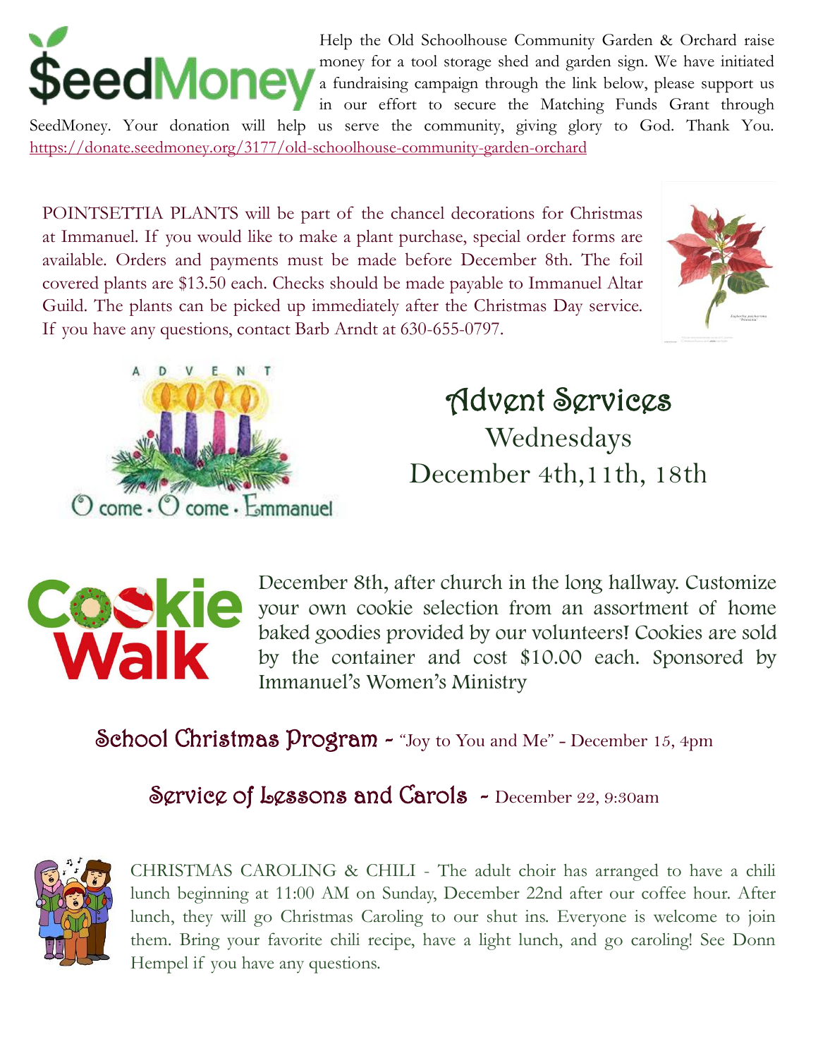Help the Old Schoolhouse Community Garden & Orchard raise money for a tool storage shed and garden sign. We have initiated a fundraising campaign through the link below, please support us in our effort to secure the Matching Funds Grant through SeedMoney. Your donation will help us serve the community, giving glory to God. Thank You. https://donate.seedmoney.org/3177/old-schoolhouse-community-garden-orchard

POINTSETTIA PLANTS will be part of the chancel decorations for Christmas at Immanuel. If you would like to make a plant purchase, special order forms are available. Orders and payments must be made before December 8th. The foil covered plants are $13.50 each. Checks should be made payable to Immanuel Altar Guild. The plants can be picked up immediately after the Christmas Day service. If you have any questions, contact Barb Arndt at 630-655-0797.

## Advent Services

Wednesdays

December 4th, 11th, 18th

**Cookie Walk**

December 8th, after church in the long hallway. Customize your own cookie selection from an assortment of home baked goodies provided by our volunteers! Cookies are sold by the container and cost $10.00 each. Sponsored by Immanuel's Women's Ministry

**School Christmas Program** - "Joy to You and Me" - December 15, 4pm

**Service of Lessons and Carols** - December 22, 9:30am

CHRISTMAS CAROLING & CHILI - The adult choir has arranged to have a chili lunch beginning at 11:00 AM on Sunday, December 22nd after our coffee hour. After lunch, they will go Christmas Caroling to our shut ins. Everyone is welcome to join them. Bring your favorite chili recipe, have a light lunch, and go caroling! See Donn Hempel if you have any questions.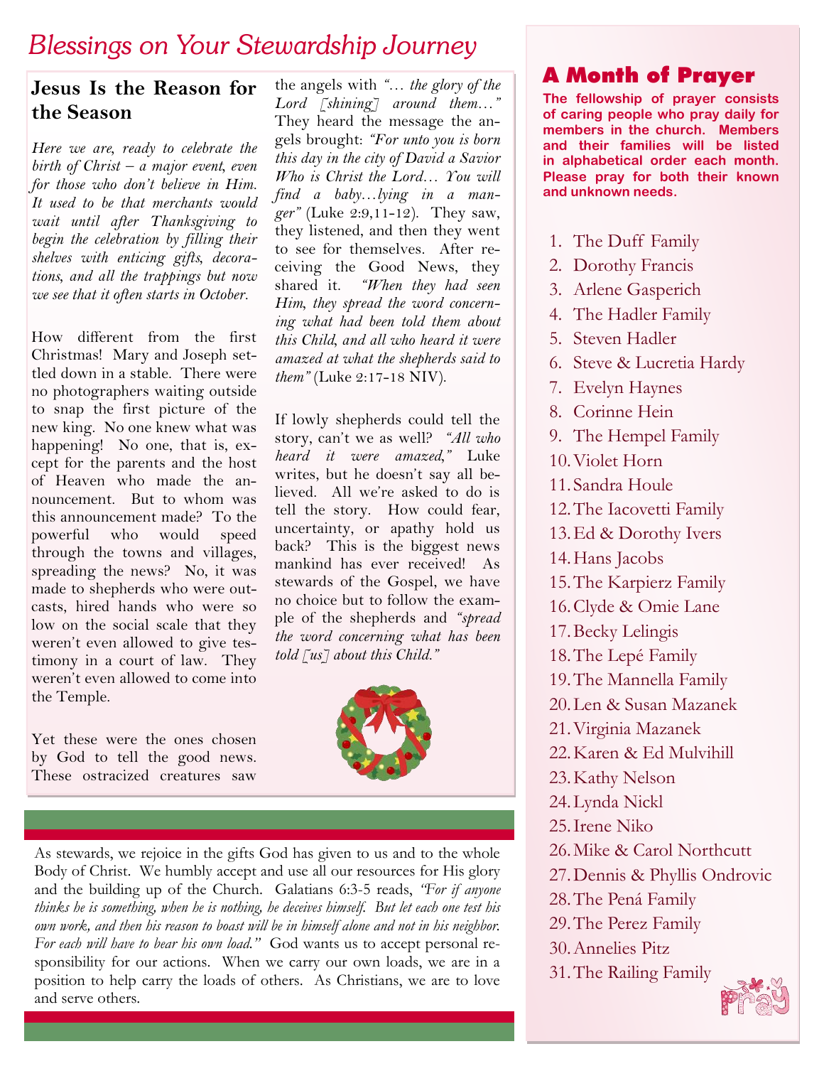# Blessings on Your Stewardship Journey

## Jesus Is the Reason for the Season

*Here we are, ready to celebrate the birth of Christ – a major event, even for those who don't believe in Him. It used to be that merchants would wait until after Thanksgiving to begin the celebration by filling their shelves with enticing gifts, decorations, and all the trappings but now we see that it often starts in October.*

How different from the first Christmas! Mary and Joseph settled down in a stable. There were no photographers waiting outside to snap the first picture of the new king. No one knew what was happening! No one, that is, except for the parents and the host of Heaven who made the announcement. But to whom was this announcement made? To the powerful who would speed through the towns and villages, spreading the news? No, it was made to shepherds who were outcasts, hired hands who were so low on the social scale that they weren't even allowed to give testimony in a court of law. They weren't even allowed to come into the Temple.

Yet these were the ones chosen by God to tell the good news. These ostracized creatures saw the angels with *"… the glory of the Lord [shining] around them…"* They heard the message the angels brought: *"For unto you is born this day in the city of David a Savior Who is Christ the Lord… You will find a baby…lying in a manger"* (Luke 2:9,11-12). They saw, they listened, and then they went to see for themselves. After receiving the Good News, they shared it. *"When they had seen Him, they spread the word concerning what had been told them about this Child, and all who heard it were amazed at what the shepherds said to them"* (Luke 2:17-18 NIV).

If lowly shepherds could tell the story, can't we as well? *"All who heard it were amazed,"* Luke writes, but he doesn't say all believed. All we're asked to do is tell the story. How could fear, uncertainty, or apathy hold us back? This is the biggest news mankind has ever received! As stewards of the Gospel, we have no choice but to follow the example of the shepherds and *"spread the word concerning what has been told [us] about this Child."*

As stewards, we rejoice in the gifts God has given to us and to the whole Body of Christ. We humbly accept and use all our resources for His glory and the building up of the Church. Galatians 6:3-5 reads, *"For if anyone thinks he is something, when he is nothing, he deceives himself. But let each one test his own work, and then his reason to boast will be in himself alone and not in his neighbor. For each will have to bear his own load."* God wants us to accept personal responsibility for our actions. When we carry our own loads, we are in a position to help carry the loads of others. As Christians, we are to love and serve others.

## A Month of Prayer

**The fellowship of prayer consists of caring people who pray daily for members in the church. Members and their families will be listed in alphabetical order each month. Please pray for both their known and unknown needs.**

1. The Duff Family
2. Dorothy Francis
3. Arlene Gasperich
4. The Hadler Family
5. Steven Hadler
6. Steve & Lucretia Hardy
7. Evelyn Haynes
8. Corinne Hein
9. The Hempel Family
10. Violet Horn
11. Sandra Houle
12. The Iacovetti Family
13. Ed & Dorothy Ivers
14. Hans Jacobs
15. The Karpierz Family
16. Clyde & Omie Lane
17. Becky Lelingis
18. The Lepé Family
19. The Mannella Family
20. Len & Susan Mazanek
21. Virginia Mazanek
22. Karen & Ed Mulvihill
23. Kathy Nelson
24. Lynda Nickl
25. Irene Niko
26. Mike & Carol Northcutt
27. Dennis & Phyllis Ondrovic
28. The Pená Family
29. The Perez Family
30. Annelies Pitz
31. The Railing Family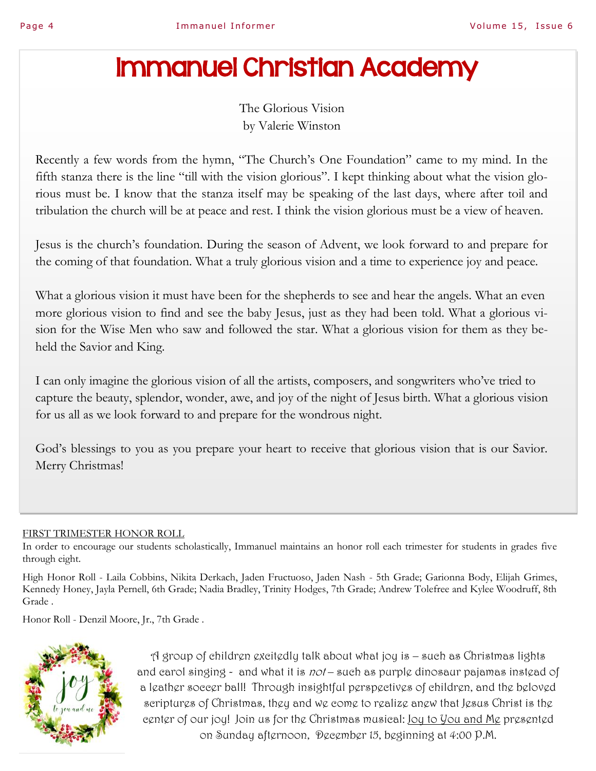# Immanuel Christian Academy

The Glorious Vision
by Valerie Winston

Recently a few words from the hymn, "The Church's One Foundation" came to my mind. In the fifth stanza there is the line "till with the vision glorious". I kept thinking about what the vision glorious must be. I know that the stanza itself may be speaking of the last days, where after toil and tribulation the church will be at peace and rest. I think the vision glorious must be a view of heaven.

Jesus is the church's foundation. During the season of Advent, we look forward to and prepare for the coming of that foundation. What a truly glorious vision and a time to experience joy and peace.

What a glorious vision it must have been for the shepherds to see and hear the angels. What an even more glorious vision to find and see the baby Jesus, just as they had been told. What a glorious vision for the Wise Men who saw and followed the star. What a glorious vision for them as they beheld the Savior and King.

I can only imagine the glorious vision of all the artists, composers, and songwriters who've tried to capture the beauty, splendor, wonder, awe, and joy of the night of Jesus birth. What a glorious vision for us all as we look forward to and prepare for the wondrous night.

God's blessings to you as you prepare your heart to receive that glorious vision that is our Savior. Merry Christmas!

FIRST TRIMESTER HONOR ROLL

In order to encourage our students scholastically, Immanuel maintains an honor roll each trimester for students in grades five through eight.

High Honor Roll - Laila Cobbins, Nikita Derkach, Jaden Fructuoso, Jaden Nash - 5th Grade; Garionna Body, Elijah Grimes, Kennedy Honey, Jayla Pernell, 6th Grade; Nadia Bradley, Trinity Hodges, 7th Grade; Andrew Tolefree and Kylee Woodruff, 8th Grade .

Honor Roll - Denzil Moore, Jr., 7th Grade .

A group of children excitedly talk about what joy is – such as Christmas lights and carol singing - and what it is *not* – such as purple dinosaur pajamas instead of a leather soccer ball! Through insightful perspectives of children, and the beloved scriptures of Christmas, they and we come to realize anew that Jesus Christ is the center of our joy! Join us for the Christmas musical: Joy to You and Me presented on Sunday afternoon, December 15, beginning at 4:00 P.M.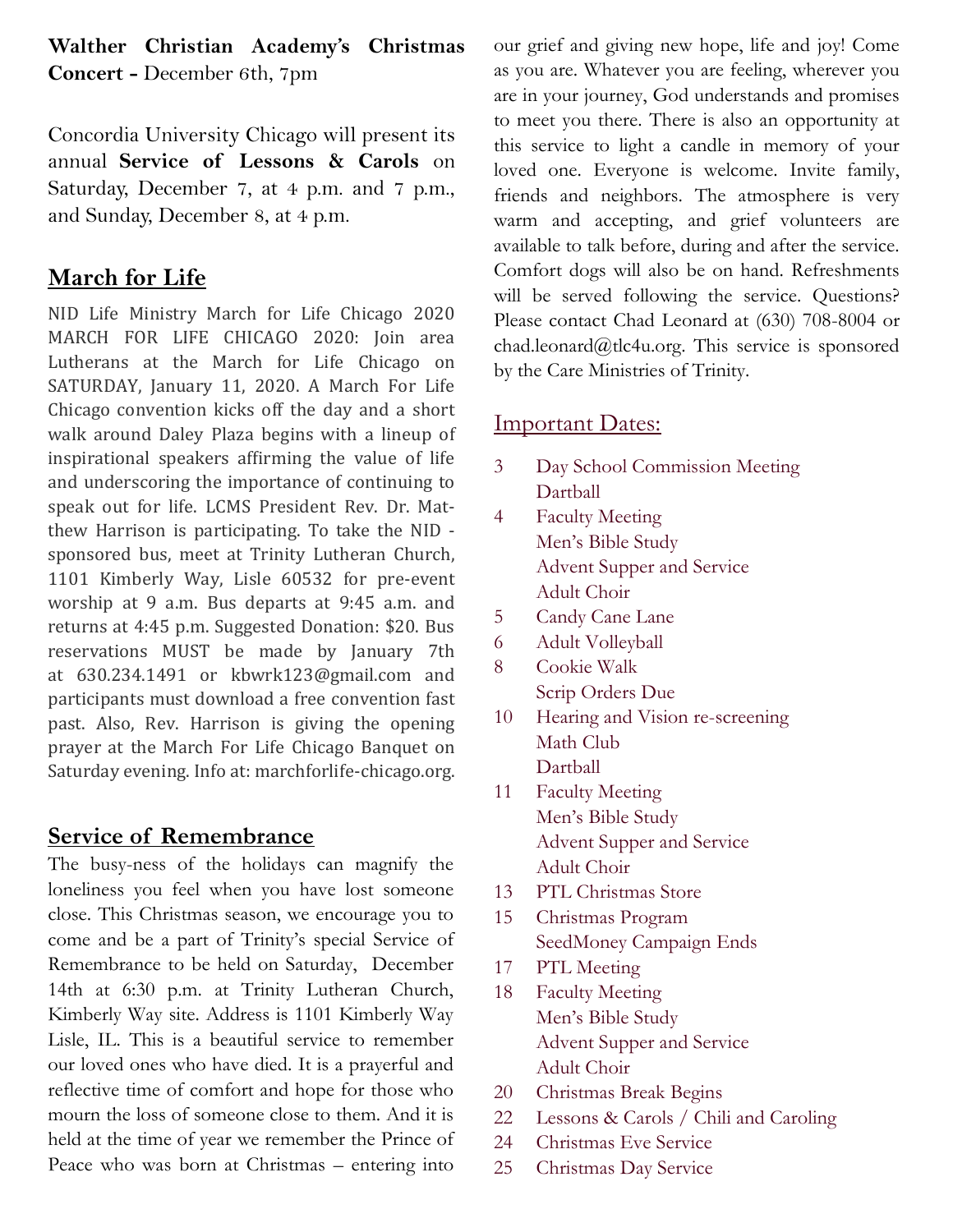**Walther Christian Academy's Christmas Concert -** December 6th, 7pm

Concordia University Chicago will present its annual **Service of Lessons & Carols** on Saturday, December 7, at 4 p.m. and 7 p.m., and Sunday, December 8, at 4 p.m.

## March for Life

NID Life Ministry March for Life Chicago 2020 MARCH FOR LIFE CHICAGO 2020: Join area Lutherans at the March for Life Chicago on SATURDAY, January 11, 2020. A March For Life Chicago convention kicks off the day and a short walk around Daley Plaza begins with a lineup of inspirational speakers affirming the value of life and underscoring the importance of continuing to speak out for life. LCMS President Rev. Dr. Matthew Harrison is participating. To take the NID - sponsored bus, meet at Trinity Lutheran Church, 1101 Kimberly Way, Lisle 60532 for pre-event worship at 9 a.m. Bus departs at 9:45 a.m. and returns at 4:45 p.m. Suggested Donation: $20. Bus reservations MUST be made by January 7th at 630.234.1491 or kbwrk123@gmail.com and participants must download a free convention fast past. Also, Rev. Harrison is giving the opening prayer at the March For Life Chicago Banquet on Saturday evening. Info at: marchforlife-chicago.org.

## Service of Remembrance

The busy-ness of the holidays can magnify the loneliness you feel when you have lost someone close. This Christmas season, we encourage you to come and be a part of Trinity's special Service of Remembrance to be held on Saturday, December 14th at 6:30 p.m. at Trinity Lutheran Church, Kimberly Way site. Address is 1101 Kimberly Way Lisle, IL. This is a beautiful service to remember our loved ones who have died. It is a prayerful and reflective time of comfort and hope for those who mourn the loss of someone close to them. And it is held at the time of year we remember the Prince of Peace who was born at Christmas – entering into our grief and giving new hope, life and joy! Come as you are. Whatever you are feeling, wherever you are in your journey, God understands and promises to meet you there. There is also an opportunity at this service to light a candle in memory of your loved one. Everyone is welcome. Invite family, friends and neighbors. The atmosphere is very warm and accepting, and grief volunteers are available to talk before, during and after the service. Comfort dogs will also be on hand. Refreshments will be served following the service. Questions? Please contact Chad Leonard at (630) 708-8004 or chad.leonard@tlc4u.org. This service is sponsored by the Care Ministries of Trinity.

## Important Dates:

- 3 Day School Commission Meeting
  - Dartball
- 4 Faculty Meeting
  - Men's Bible Study
  - Advent Supper and Service
  - Adult Choir
- 5 Candy Cane Lane
- 6 Adult Volleyball
- 8 Cookie Walk
  - Scrip Orders Due
- 10 Hearing and Vision re-screening
  - Math Club
  - Dartball
- 11 Faculty Meeting
  - Men's Bible Study
  - Advent Supper and Service
  - Adult Choir
- 13 PTL Christmas Store
- 15 Christmas Program
  - SeedMoney Campaign Ends
- 17 PTL Meeting
- 18 Faculty Meeting
  - Men's Bible Study
  - Advent Supper and Service
  - Adult Choir
- 20 Christmas Break Begins
- 22 Lessons & Carols / Chili and Caroling
- 24 Christmas Eve Service
- 25 Christmas Day Service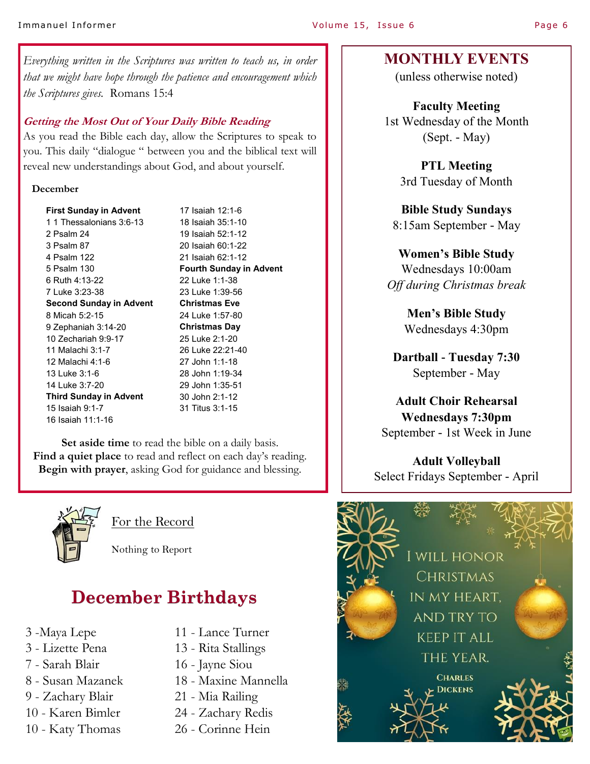*Everything written in the Scriptures was written to teach us, in order that we might have hope through the patience and encouragement which the Scriptures gives.* Romans 15:4

### *Getting the Most Out of Your Daily Bible Reading*

As you read the Bible each day, allow the Scriptures to speak to you. This daily "dialogue " between you and the biblical text will reveal new understandings about God, and about yourself.

**December**

**First Sunday in Advent**
1 1 Thessalonians 3:6-13
2 Psalm 24
3 Psalm 87
4 Psalm 122
5 Psalm 130
6 Ruth 4:13-22
7 Luke 3:23-38
**Second Sunday in Advent**
8 Micah 5:2-15
9 Zephaniah 3:14-20
10 Zechariah 9:9-17
11 Malachi 3:1-7
12 Malachi 4:1-6
13 Luke 3:1-6
14 Luke 3:7-20
**Third Sunday in Advent**
15 Isaiah 9:1-7
16 Isaiah 11:1-16
17 Isaiah 12:1-6
18 Isaiah 35:1-10
19 Isaiah 52:1-12
20 Isaiah 60:1-22
21 Isaiah 62:1-12
**Fourth Sunday in Advent**
22 Luke 1:1-38
23 Luke 1:39-56
**Christmas Eve**
24 Luke 1:57-80
**Christmas Day**
25 Luke 2:1-20
26 Luke 22:21-40
27 John 1:1-18
28 John 1:19-34
29 John 1:35-51
30 John 2:1-12
31 Titus 3:1-15

**Set aside time** to read the bible on a daily basis.
**Find a quiet place** to read and reflect on each day's reading.
**Begin with prayer**, asking God for guidance and blessing.

## MONTHLY EVENTS

(unless otherwise noted)

**Faculty Meeting**
1st Wednesday of the Month
(Sept. - May)

**PTL Meeting**
3rd Tuesday of Month

**Bible Study Sundays**
8:15am September - May

**Women's Bible Study**
Wednesdays 10:00am
*Off during Christmas break*

**Men's Bible Study**
Wednesdays 4:30pm

**Dartball - Tuesday 7:30**
September - May

**Adult Choir Rehearsal**
**Wednesdays 7:30pm**
September - 1st Week in June

**Adult Volleyball**
Select Fridays September - April

### For the Record

Nothing to Report

## December Birthdays

3 -Maya Lepe
3 - Lizette Pena
7 - Sarah Blair
8 - Susan Mazanek
9 - Zachary Blair
10 - Karen Bimler
10 - Katy Thomas
11 - Lance Turner
13 - Rita Stallings
16 - Jayne Siou
18 - Maxine Mannella
21 - Mia Railing
24 - Zachary Redis
26 - Corinne Hein

I will honor Christmas in my heart, and try to keep it all the year.
Charles Dickens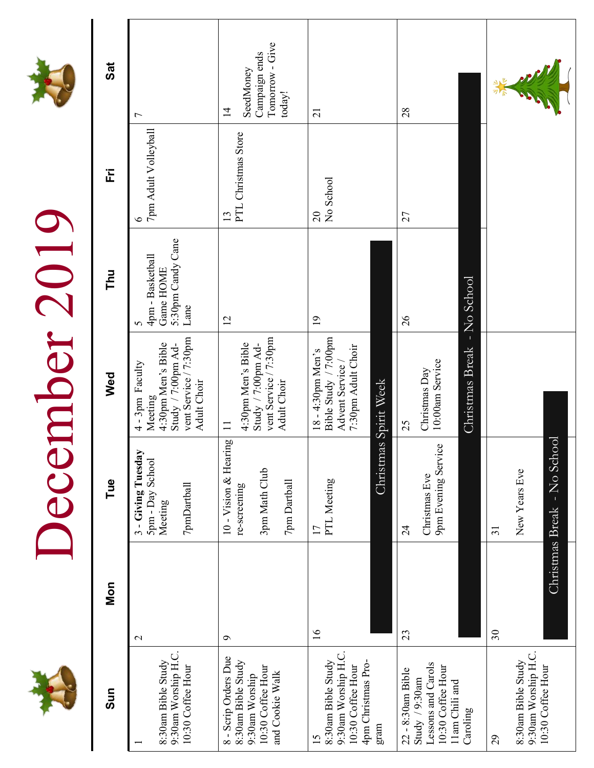# December 2019

| Sun | Mon | Tue | Wed | Thu | Fri | Sat |
|---|---|---|---|---|---|---|
| 1<br>8:30am Bible Study<br>9:30am Worship H.C.<br>10:30 Coffee Hour | 2 | 3 - **Giving Tuesday**<br>5pm - Day School Meeting<br>7pmDartball | 4 - 3pm Faculty Meeting<br>4:30pm Men's Bible Study / 7:00pm Advent Service / 7:30pm Adult Choir | 5<br>4pm - Basketball Game HOME<br>5:30pm Candy Cane Lane | 6<br>7pm Adult Volleyball | 7 |
| 8 - Scrip Orders Due<br>8:30am Bible Study<br>9:30am Worship<br>10:30 Coffee Hour and Cookie Walk | 9 | 10 - Vision & Hearing re-screening<br>3pm Math Club<br>7pm Dartball | 11<br>4:30pm Men's Bible Study / 7:00pm Advent Service / 7:30pm Adult Choir | 12 | 13<br>PTL Christmas Store | 14<br>SeedMoney Campaign ends Tomorrow - Give today! |
| 15<br>8:30am Bible Study<br>9:30am Worship H.C.<br>10:30 Coffee Hour<br>4pm Christmas Program | 16<br>Christmas Spirit Week | 17<br>PTL Meeting<br>Christmas Spirit Week | 18 - 4:30pm Men's Bible Study / 7:00pm Advent Service / 7:30pm Adult Choir<br>Christmas Spirit Week | 19<br>Christmas Spirit Week | 20<br>No School | 21 |
| 22 - 8:30am Bible Study / 9:30am Lessons and Carols<br>10:30 Coffee Hour<br>11am Chili and Caroling | 23<br>Christmas Break - No School | 24<br>Christmas Eve<br>9pm Evening Service<br>Christmas Break - No School | 25<br>Christmas Day<br>10:00am Service<br>Christmas Break - No School | 26<br>Christmas Break - No School | 27<br>Christmas Break - No School | 28 |
| 29<br>8:30am Bible Study<br>9:30am Worship H.C.<br>10:30 Coffee Hour | 30<br>Christmas Break - No School | 31<br>New Years Eve<br>Christmas Break - No School | | | | |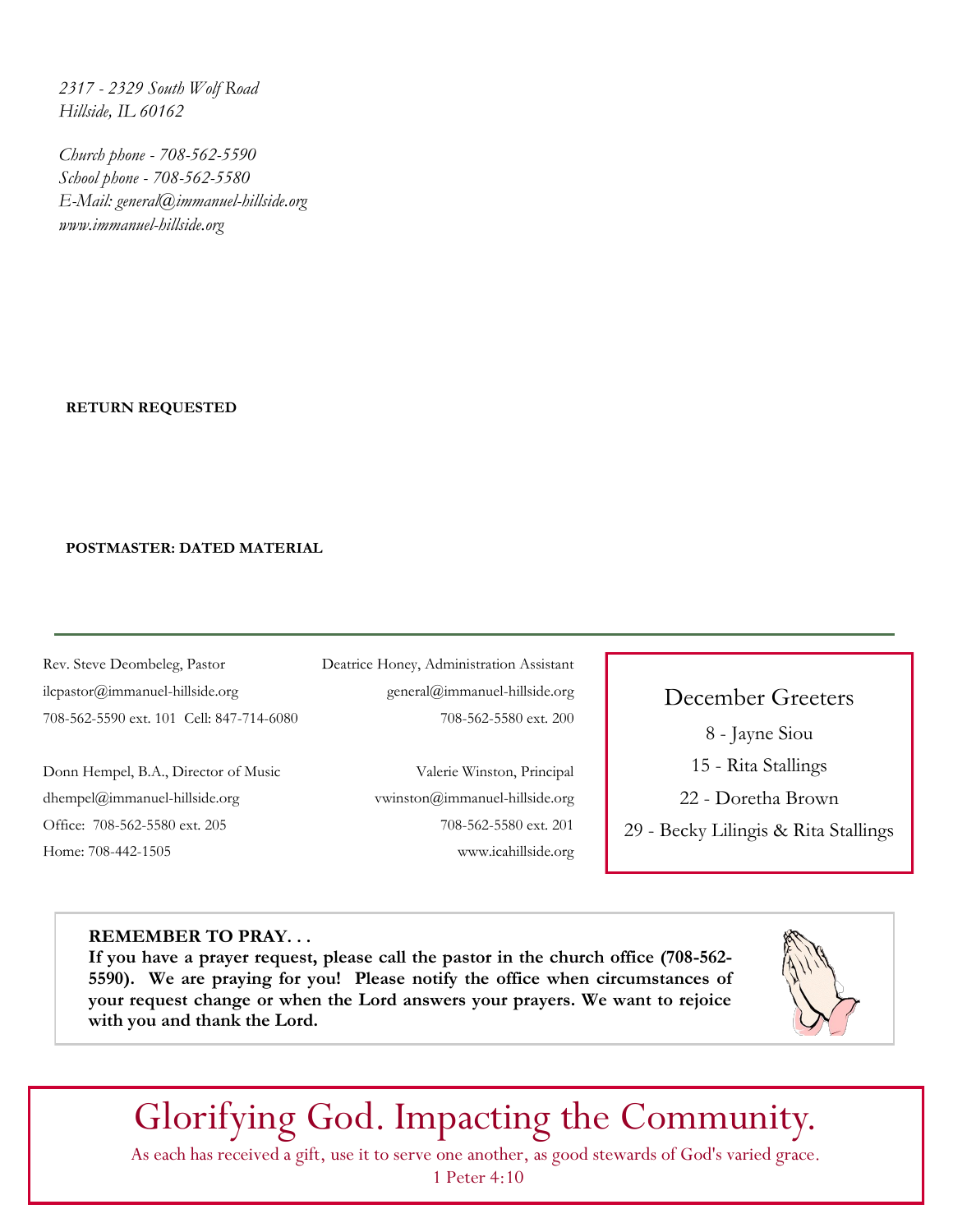*2317 - 2329 South Wolf Road*
*Hillside, IL 60162*

*Church phone - 708-562-5590*
*School phone - 708-562-5580*
*E-Mail: general@immanuel-hillside.org*
*www.immanuel-hillside.org*

**RETURN REQUESTED**

**POSTMASTER: DATED MATERIAL**

---

Rev. Steve Deombeleg, Pastor
ilcpastor@immanuel-hillside.org
708-562-5590 ext. 101 Cell: 847-714-6080

Deatrice Honey, Administration Assistant
general@immanuel-hillside.org
708-562-5580 ext. 200

Donn Hempel, B.A., Director of Music
dhempel@immanuel-hillside.org
Office: 708-562-5580 ext. 205
Home: 708-442-1505

Valerie Winston, Principal
vwinston@immanuel-hillside.org
708-562-5580 ext. 201
www.icahillside.org

## December Greeters

8 - Jayne Siou
15 - Rita Stallings
22 - Doretha Brown
29 - Becky Lilingis & Rita Stallings

**REMEMBER TO PRAY. . .**
**If you have a prayer request, please call the pastor in the church office (708-562-5590). We are praying for you! Please notify the office when circumstances of your request change or when the Lord answers your prayers. We want to rejoice with you and thank the Lord.**

# Glorifying God. Impacting the Community.

As each has received a gift, use it to serve one another, as good stewards of God's varied grace.
1 Peter 4:10